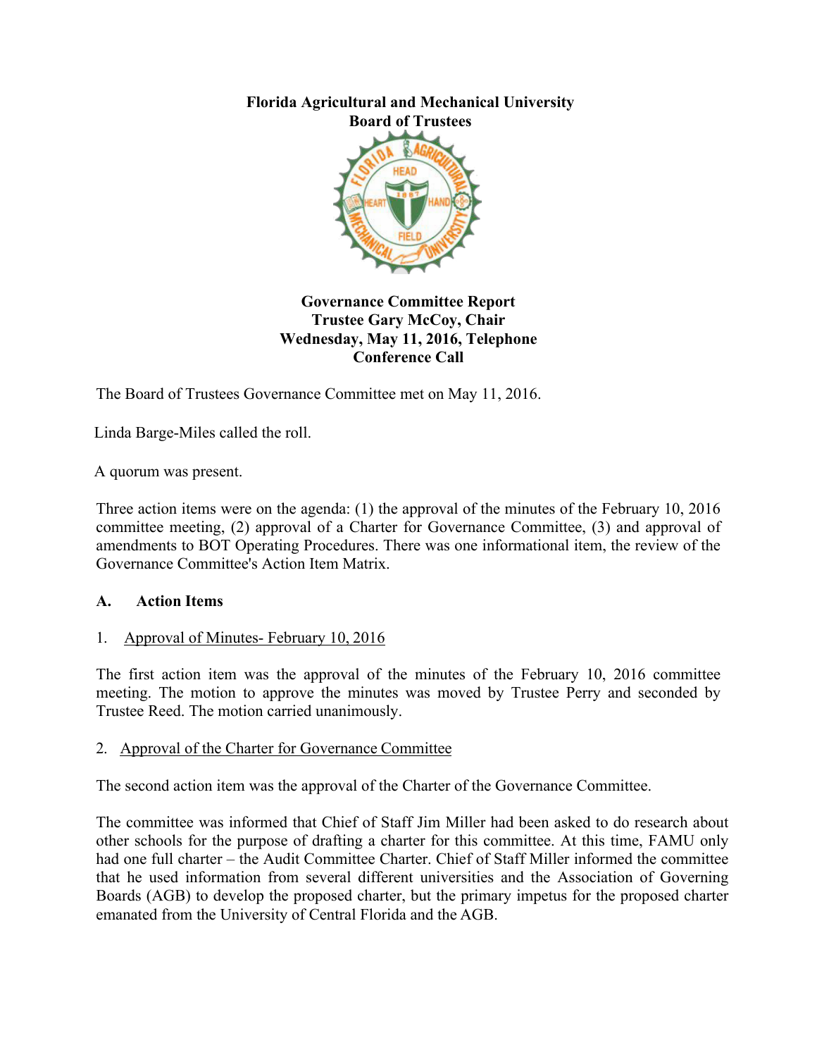**Florida Agricultural and Mechanical University**
**Board of Trustees**

**Governance Committee Report**
**Trustee Gary McCoy, Chair**
**Wednesday, May 11, 2016, Telephone Conference Call**

The Board of Trustees Governance Committee met on May 11, 2016.

Linda Barge-Miles called the roll.

A quorum was present.

Three action items were on the agenda: (1) the approval of the minutes of the February 10, 2016 committee meeting, (2) approval of a Charter for Governance Committee, (3) and approval of amendments to BOT Operating Procedures. There was one informational item, the review of the Governance Committee's Action Item Matrix.

**A. Action Items**

1. Approval of Minutes- February 10, 2016

The first action item was the approval of the minutes of the February 10, 2016 committee meeting. The motion to approve the minutes was moved by Trustee Perry and seconded by Trustee Reed. The motion carried unanimously.

2. Approval of the Charter for Governance Committee

The second action item was the approval of the Charter of the Governance Committee.

The committee was informed that Chief of Staff Jim Miller had been asked to do research about other schools for the purpose of drafting a charter for this committee. At this time, FAMU only had one full charter – the Audit Committee Charter. Chief of Staff Miller informed the committee that he used information from several different universities and the Association of Governing Boards (AGB) to develop the proposed charter, but the primary impetus for the proposed charter emanated from the University of Central Florida and the AGB.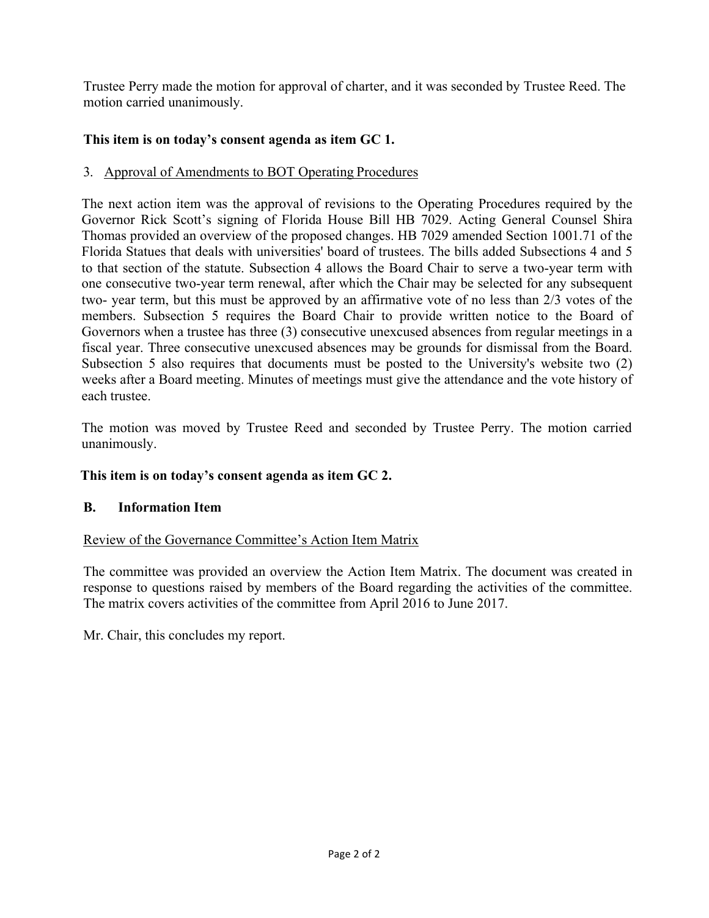Trustee Perry made the motion for approval of charter, and it was seconded by Trustee Reed. The motion carried unanimously.

**This item is on today's consent agenda as item GC 1.**

3. Approval of Amendments to BOT Operating Procedures

The next action item was the approval of revisions to the Operating Procedures required by the Governor Rick Scott's signing of Florida House Bill HB 7029. Acting General Counsel Shira Thomas provided an overview of the proposed changes. HB 7029 amended Section 1001.71 of the Florida Statues that deals with universities' board of trustees. The bills added Subsections 4 and 5 to that section of the statute. Subsection 4 allows the Board Chair to serve a two-year term with one consecutive two-year term renewal, after which the Chair may be selected for any subsequent two- year term, but this must be approved by an affirmative vote of no less than 2/3 votes of the members. Subsection 5 requires the Board Chair to provide written notice to the Board of Governors when a trustee has three (3) consecutive unexcused absences from regular meetings in a fiscal year. Three consecutive unexcused absences may be grounds for dismissal from the Board. Subsection 5 also requires that documents must be posted to the University's website two (2) weeks after a Board meeting. Minutes of meetings must give the attendance and the vote history of each trustee.

The motion was moved by Trustee Reed and seconded by Trustee Perry. The motion carried unanimously.

**This item is on today's consent agenda as item GC 2.**

## B. Information Item

Review of the Governance Committee's Action Item Matrix

The committee was provided an overview the Action Item Matrix. The document was created in response to questions raised by members of the Board regarding the activities of the committee. The matrix covers activities of the committee from April 2016 to June 2017.

Mr. Chair, this concludes my report.